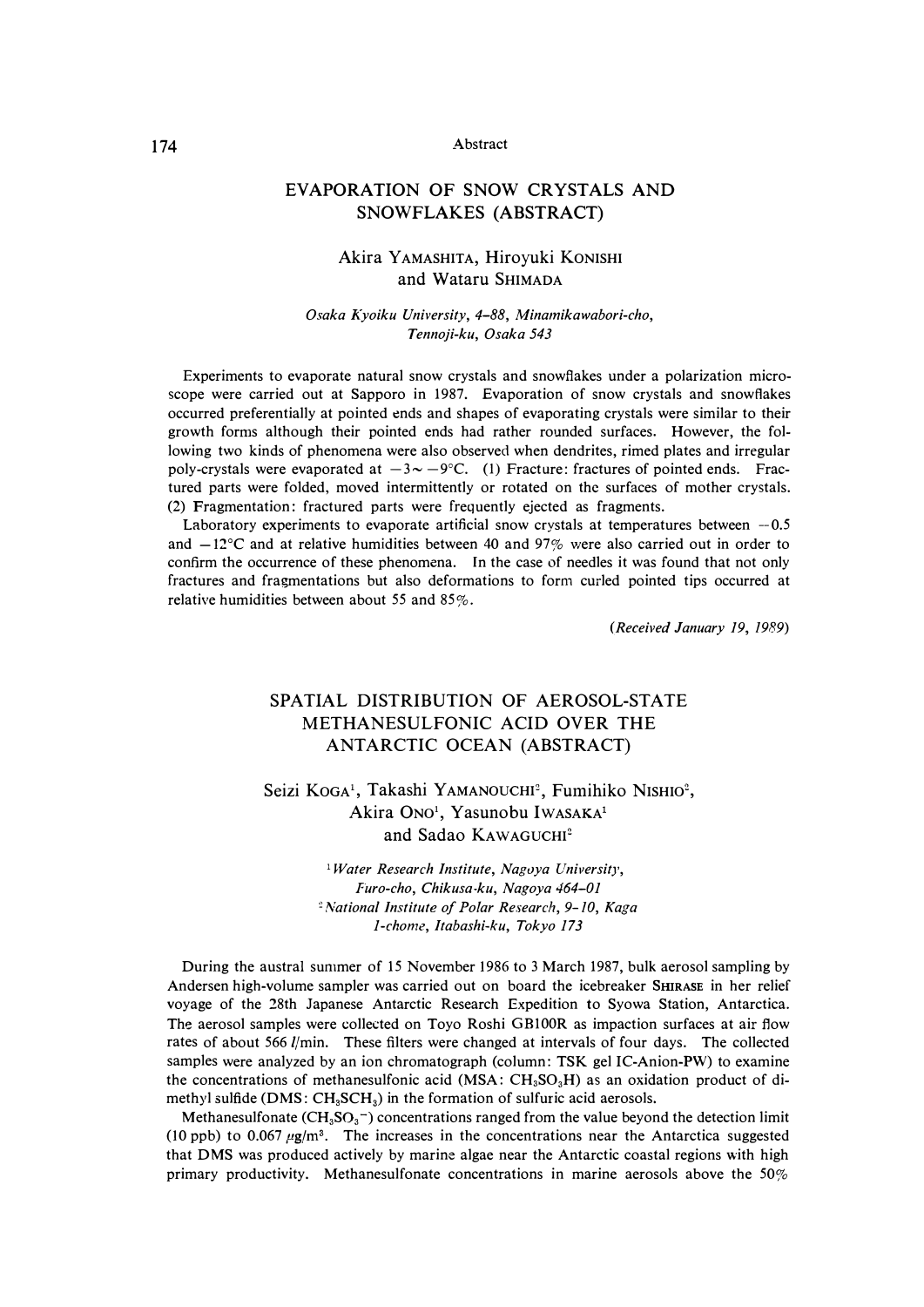# EVAPORATION OF SNOW CRYSTALS AND SNOWFLAKES (ABSTRACT)

Akira YAMASHITA, Hiroyuki KONISHI and Wataru SHIMADA

*Osaka Kyoiku University, 4–88, Minamikawabori-cho, Tennoji-ku, Osaka 543*

Experiments to evaporate natural snow crystals and snowflakes under a polarization microscope were carried out at Sapporo in 1987. Evaporation of snow crystals and snowflakes occurred preferentially at pointed ends and shapes of evaporating crystals were similar to their growth forms although their pointed ends had rather rounded surfaces. However, the following two kinds of phenomena were also observed when dendrites, rimed plates and irregular poly-crystals were evaporated at $-3\sim-9°C$. (1) Fracture: fractures of pointed ends. Fractured parts were folded, moved intermittently or rotated on the surfaces of mother crystals. (2) Fragmentation: fractured parts were frequently ejected as fragments.

Laboratory experiments to evaporate artificial snow crystals at temperatures between $-0.5$ and $-12°C$ and at relative humidities between 40 and 97% were also carried out in order to confirm the occurrence of these phenomena. In the case of needles it was found that not only fractures and fragmentations but also deformations to form curled pointed tips occurred at relative humidities between about 55 and 85%.

*(Received January 19, 1989)*

# SPATIAL DISTRIBUTION OF AEROSOL-STATE METHANESULFONIC ACID OVER THE ANTARCTIC OCEAN (ABSTRACT)

Seizi KOGA[1], Takashi YAMANOUCHI[2], Fumihiko NISHIO[2], Akira ONO[1], Yasunobu IWASAKA[1] and Sadao KAWAGUCHI[2]

[1] *Water Research Institute, Nagoya University, Furo-cho, Chikusa-ku, Nagoya 464-01*
[2] *National Institute of Polar Research, 9-10, Kaga 1-chome, Itabashi-ku, Tokyo 173*

During the austral summer of 15 November 1986 to 3 March 1987, bulk aerosol sampling by Andersen high-volume sampler was carried out on board the icebreaker SHIRASE in her relief voyage of the 28th Japanese Antarctic Research Expedition to Syowa Station, Antarctica. The aerosol samples were collected on Toyo Roshi GB100R as impaction surfaces at air flow rates of about 566 $l$/min. These filters were changed at intervals of four days. The collected samples were analyzed by an ion chromatograph (column: TSK gel IC-Anion-PW) to examine the concentrations of methanesulfonic acid (MSA: $CH_3SO_3H$) as an oxidation product of dimethyl sulfide (DMS: $CH_3SCH_3$) in the formation of sulfuric acid aerosols.

Methanesulfonate ($CH_3SO_3^-$) concentrations ranged from the value beyond the detection limit (10 ppb) to 0.067 $\mu g/m^3$. The increases in the concentrations near the Antarctica suggested that DMS was produced actively by marine algae near the Antarctic coastal regions with high primary productivity. Methanesulfonate concentrations in marine aerosols above the 50%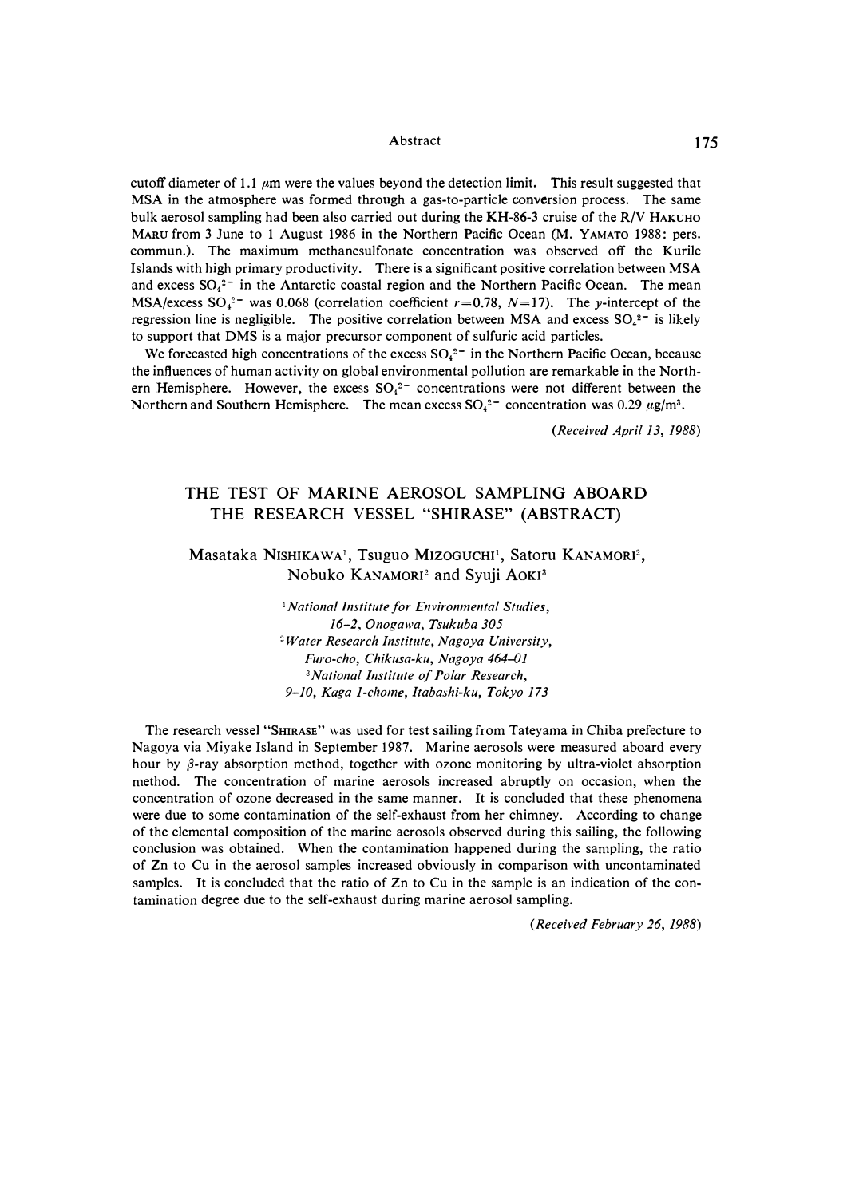cutoff diameter of 1.1 μm were the values beyond the detection limit. This result suggested that MSA in the atmosphere was formed through a gas-to-particle conversion process. The same bulk aerosol sampling had been also carried out during the KH-86-3 cruise of the R/V HAKUHO MARU from 3 June to 1 August 1986 in the Northern Pacific Ocean (M. YAMATO 1988: pers. commun.). The maximum methanesulfonate concentration was observed off the Kurile Islands with high primary productivity. There is a significant positive correlation between MSA and excess $SO_4^{2-}$ in the Antarctic coastal region and the Northern Pacific Ocean. The mean MSA/excess $SO_4^{2-}$ was 0.068 (correlation coefficient $r=0.78$, $N=17$). The $y$-intercept of the regression line is negligible. The positive correlation between MSA and excess $SO_4^{2-}$ is likely to support that DMS is a major precursor component of sulfuric acid particles.

We forecasted high concentrations of the excess $SO_4^{2-}$ in the Northern Pacific Ocean, because the influences of human activity on global environmental pollution are remarkable in the Northern Hemisphere. However, the excess $SO_4^{2-}$ concentrations were not different between the Northern and Southern Hemisphere. The mean excess $SO_4^{2-}$ concentration was 0.29 μg/m³.

*(Received April 13, 1988)*

# THE TEST OF MARINE AEROSOL SAMPLING ABOARD THE RESEARCH VESSEL "SHIRASE" (ABSTRACT)

Masataka NISHIKAWA[1], Tsuguo MIZOGUCHI[1], Satoru KANAMORI[2], Nobuko KANAMORI[2] and Syuji AOKI[3]

[1] *National Institute for Environmental Studies, 16-2, Onogawa, Tsukuba 305*
[2] *Water Research Institute, Nagoya University, Furo-cho, Chikusa-ku, Nagoya 464-01*
[3] *National Institute of Polar Research, 9-10, Kaga 1-chome, Itabashi-ku, Tokyo 173*

The research vessel "SHIRASE" was used for test sailing from Tateyama in Chiba prefecture to Nagoya via Miyake Island in September 1987. Marine aerosols were measured aboard every hour by β-ray absorption method, together with ozone monitoring by ultra-violet absorption method. The concentration of marine aerosols increased abruptly on occasion, when the concentration of ozone decreased in the same manner. It is concluded that these phenomena were due to some contamination of the self-exhaust from her chimney. According to change of the elemental composition of the marine aerosols observed during this sailing, the following conclusion was obtained. When the contamination happened during the sampling, the ratio of Zn to Cu in the aerosol samples increased obviously in comparison with uncontaminated samples. It is concluded that the ratio of Zn to Cu in the sample is an indication of the contamination degree due to the self-exhaust during marine aerosol sampling.

*(Received February 26, 1988)*